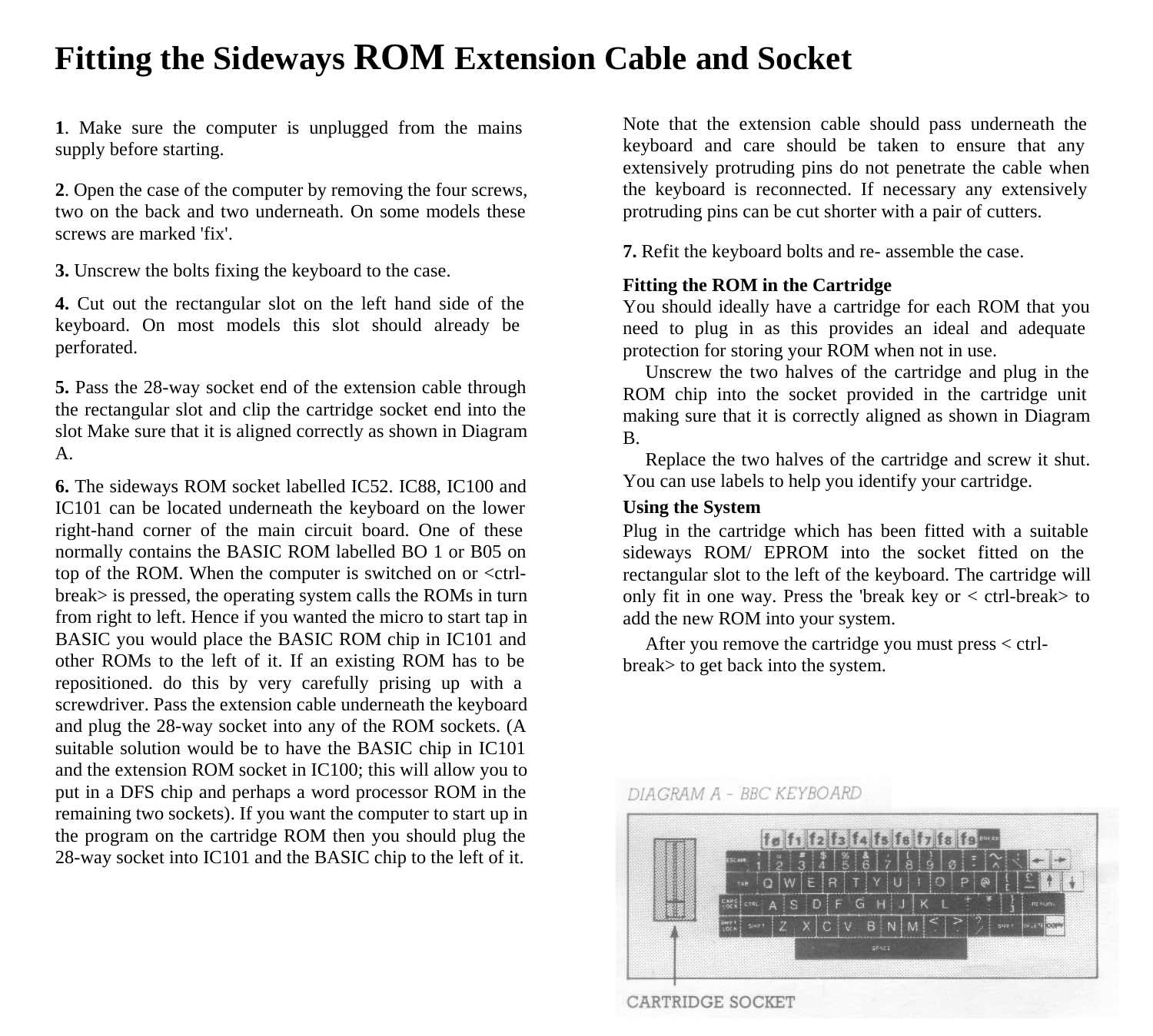# Fitting the Sideways ROM Extension Cable and Socket

**1**. Make sure the computer is unplugged from the mains supply before starting.

**2**. Open the case of the computer by removing the four screws, two on the back and two underneath. On some models these screws are marked 'fix'.

**3.** Unscrew the bolts fixing the keyboard to the case.

**4.** Cut out the rectangular slot on the left hand side of the keyboard. On most models this slot should already be perforated.

**5.** Pass the 28-way socket end of the extension cable through the rectangular slot and clip the cartridge socket end into the slot Make sure that it is aligned correctly as shown in Diagram A.

**6.** The sideways ROM socket labelled IC52. IC88, IC100 and IC101 can be located underneath the keyboard on the lower right-hand corner of the main circuit board. One of these normally contains the BASIC ROM labelled BO 1 or B05 on top of the ROM. When the computer is switched on or <ctrl-break> is pressed, the operating system calls the ROMs in turn from right to left. Hence if you wanted the micro to start tap in BASIC you would place the BASIC ROM chip in IC101 and other ROMs to the left of it. If an existing ROM has to be repositioned. do this by very carefully prising up with a screwdriver. Pass the extension cable underneath the keyboard and plug the 28-way socket into any of the ROM sockets. (A suitable solution would be to have the BASIC chip in IC101 and the extension ROM socket in IC100; this will allow you to put in a DFS chip and perhaps a word processor ROM in the remaining two sockets). If you want the computer to start up in the program on the cartridge ROM then you should plug the 28-way socket into IC101 and the BASIC chip to the left of it.

Note that the extension cable should pass underneath the keyboard and care should be taken to ensure that any extensively protruding pins do not penetrate the cable when the keyboard is reconnected. If necessary any extensively protruding pins can be cut shorter with a pair of cutters.

**7.** Refit the keyboard bolts and re- assemble the case.

**Fitting the ROM in the Cartridge**

You should ideally have a cartridge for each ROM that you need to plug in as this provides an ideal and adequate protection for storing your ROM when not in use.

Unscrew the two halves of the cartridge and plug in the ROM chip into the socket provided in the cartridge unit making sure that it is correctly aligned as shown in Diagram B.

Replace the two halves of the cartridge and screw it shut. You can use labels to help you identify your cartridge.

**Using the System**

Plug in the cartridge which has been fitted with a suitable sideways ROM/ EPROM into the socket fitted on the rectangular slot to the left of the keyboard. The cartridge will only fit in one way. Press the 'break key or < ctrl-break> to add the new ROM into your system.

After you remove the cartridge you must press < ctrl-break> to get back into the system.

DIAGRAM A - BBC KEYBOARD

CARTRIDGE SOCKET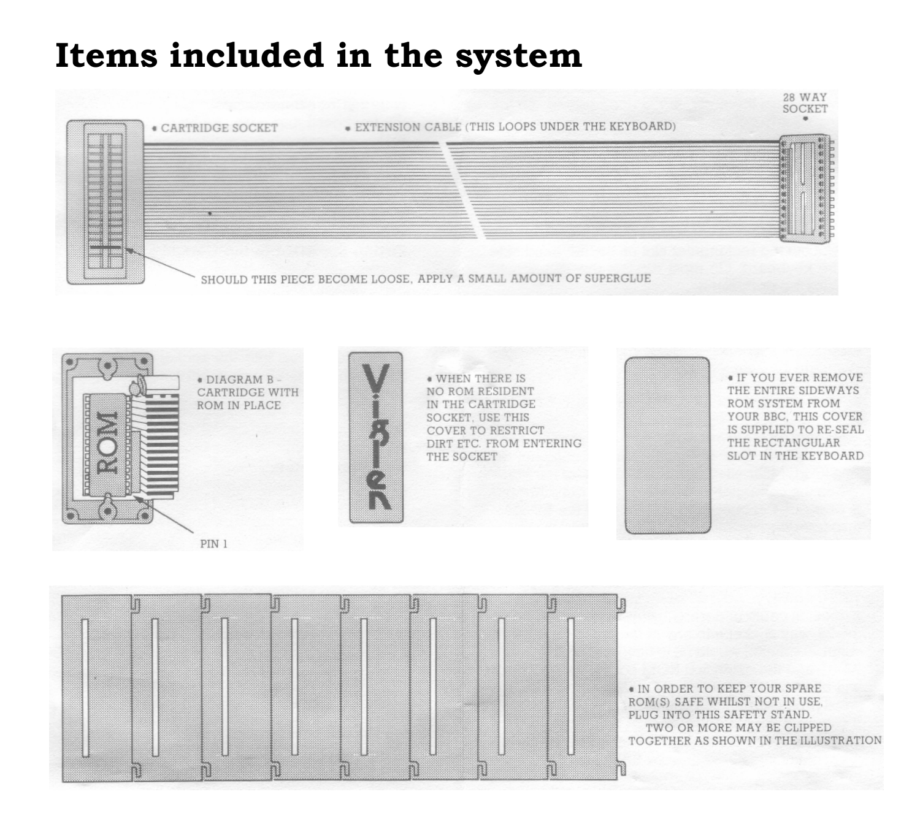# Items included in the system

28 WAY SOCKET

• CARTRIDGE SOCKET

• EXTENSION CABLE (THIS LOOPS UNDER THE KEYBOARD)

SHOULD THIS PIECE BECOME LOOSE, APPLY A SMALL AMOUNT OF SUPERGLUE

• DIAGRAM B - CARTRIDGE WITH ROM IN PLACE

ROM

PIN 1

Vigilen

• WHEN THERE IS NO ROM RESIDENT IN THE CARTRIDGE SOCKET, USE THIS COVER TO RESTRICT DIRT ETC. FROM ENTERING THE SOCKET

• IF YOU EVER REMOVE THE ENTIRE SIDEWAYS ROM SYSTEM FROM YOUR BBC, THIS COVER IS SUPPLIED TO RE-SEAL THE RECTANGULAR SLOT IN THE KEYBOARD

• IN ORDER TO KEEP YOUR SPARE ROM(S) SAFE WHILST NOT IN USE, PLUG INTO THIS SAFETY STAND.
TWO OR MORE MAY BE CLIPPED TOGETHER AS SHOWN IN THE ILLUSTRATION